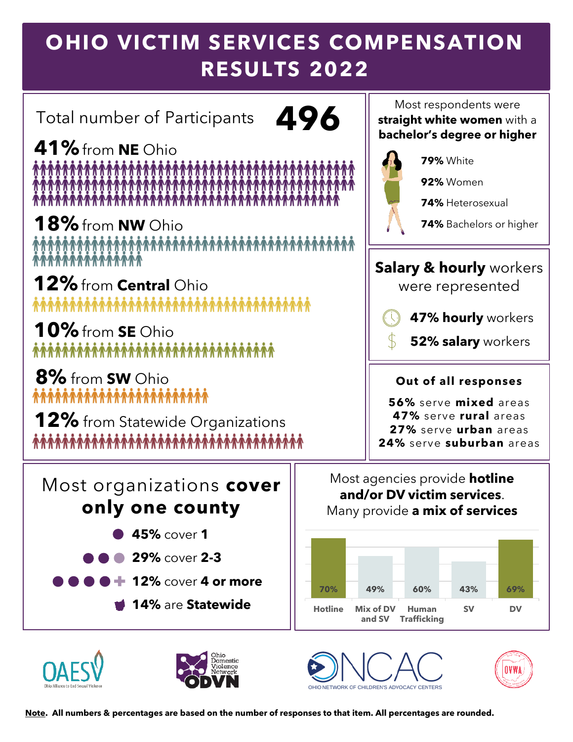# OHIO VICTIM SERVICES COMPENSATION RESULTS 2022

Total number of Participants **496**

**41%** from **NE** Ohio

**18%** from **NW** Ohio

**12%** from **Central** Ohio

**10%** from **SE** Ohio

**8%** from **SW** Ohio

**12%** from Statewide Organizations

Most respondents were **straight white women** with a **bachelor's degree or higher**

- **79%** White
- **92%** Women
- **74%** Heterosexual
- **74%** Bachelors or higher

**Salary & hourly** workers were represented

- **47% hourly** workers
- **52% salary** workers

**Out of all responses**

- **56%** serve **mixed** areas
- **47%** serve **rural** areas
- **27%** serve **urban** areas
- **24%** serve **suburban** areas

Most organizations **cover only one county**

- **45%** cover **1**
- **29%** cover **2-3**
- **12%** cover **4 or more**
- **14%** are **Statewide**

Most agencies provide **hotline and/or DV victim services**. Many provide **a mix of services**

| Hotline | Mix of DV and SV | Human Trafficking | SV | DV |
|---|---|---|---|---|
| 70% | 49% | 60% | 43% | 69% |

OAESV Ohio Alliance to End Sexual Violence

Ohio Domestic Violence Network ODVN

ONCAC OHIO NETWORK OF CHILDREN'S ADVOCACY CENTERS

OVWA

**Note. All numbers & percentages are based on the number of responses to that item. All percentages are rounded.**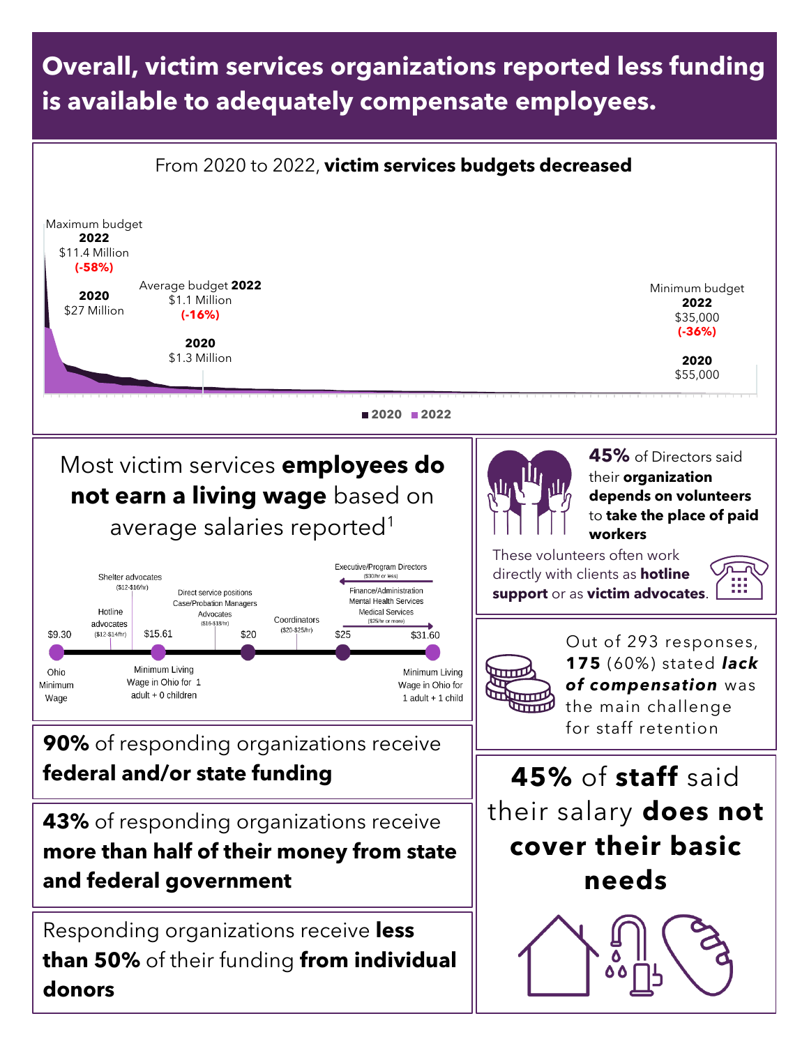# Overall, victim services organizations reported less funding is available to adequately compensate employees.

From 2020 to 2022, **victim services budgets decreased**

Maximum budget
**2022**
$11.4 Million
**(-58%)**

**2020**
$27 Million

Average budget **2022**
$1.1 Million
**(-16%)**

**2020**
$1.3 Million

Minimum budget
**2022**
$35,000
**(-36%)**

**2020**
$55,000

■ **2020** ■ **2022**

## Most victim services **employees do not earn a living wage** based on average salaries reported[1]

- $9.30 — Ohio Minimum Wage
- Hotline advocates ($12-$14/hr)
- Shelter advocates ($12-$16/hr)
- $15.61 — Minimum Living Wage in Ohio for 1 adult + 0 children
- Direct service positions, Case/Probation Managers, Advocates ($16-$18/hr)
- $20
- Coordinators ($20-$25/hr)
- $25
- Executive/Program Directors ($30/hr or less)
- Finance/Administration, Mental Health Services, Medical Services ($25/hr or more)
- $31.60 — Minimum Living Wage in Ohio for 1 adult + 1 child

**90%** of responding organizations receive **federal and/or state funding**

**43%** of responding organizations receive **more than half of their money from state and federal government**

Responding organizations receive **less than 50%** of their funding **from individual donors**

**45%** of Directors said their **organization depends on volunteers** to **take the place of paid workers**

These volunteers often work directly with clients as **hotline support** or as **victim advocates**.

Out of 293 responses, **175** (60%) stated ***lack of compensation*** was the main challenge for staff retention

**45%** of **staff** said their salary **does not cover their basic needs**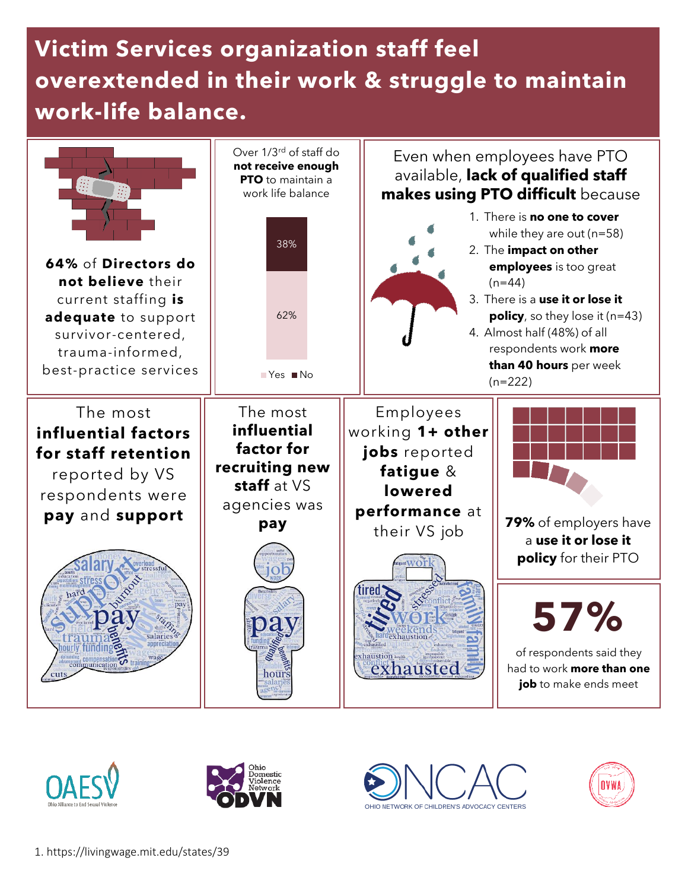# Victim Services organization staff feel overextended in their work & struggle to maintain work-life balance.

**64%** of **Directors do not believe** their current staffing **is adequate** to support survivor-centered, trauma-informed, best-practice services

Over 1/3[rd] of staff do **not receive enough PTO** to maintain a work life balance

38%

62%

Yes ■No

Even when employees have PTO available, **lack of qualified staff makes using PTO difficult** because

1. There is **no one to cover** while they are out (n=58)
2. The **impact on other employees** is too great (n=44)
3. There is a **use it or lose it policy**, so they lose it (n=43)
4. Almost half (48%) of all respondents work **more than 40 hours** per week (n=222)

The most **influential factors for staff retention** reported by VS respondents were **pay** and **support**

The most **influential factor for recruiting new staff** at VS agencies was **pay**

Employees working **1+ other jobs** reported **fatigue** & **lowered performance** at their VS job

**79%** of employers have a **use it or lose it policy** for their PTO

**57%**

of respondents said they had to work **more than one job** to make ends meet

1. https://livingwage.mit.edu/states/39